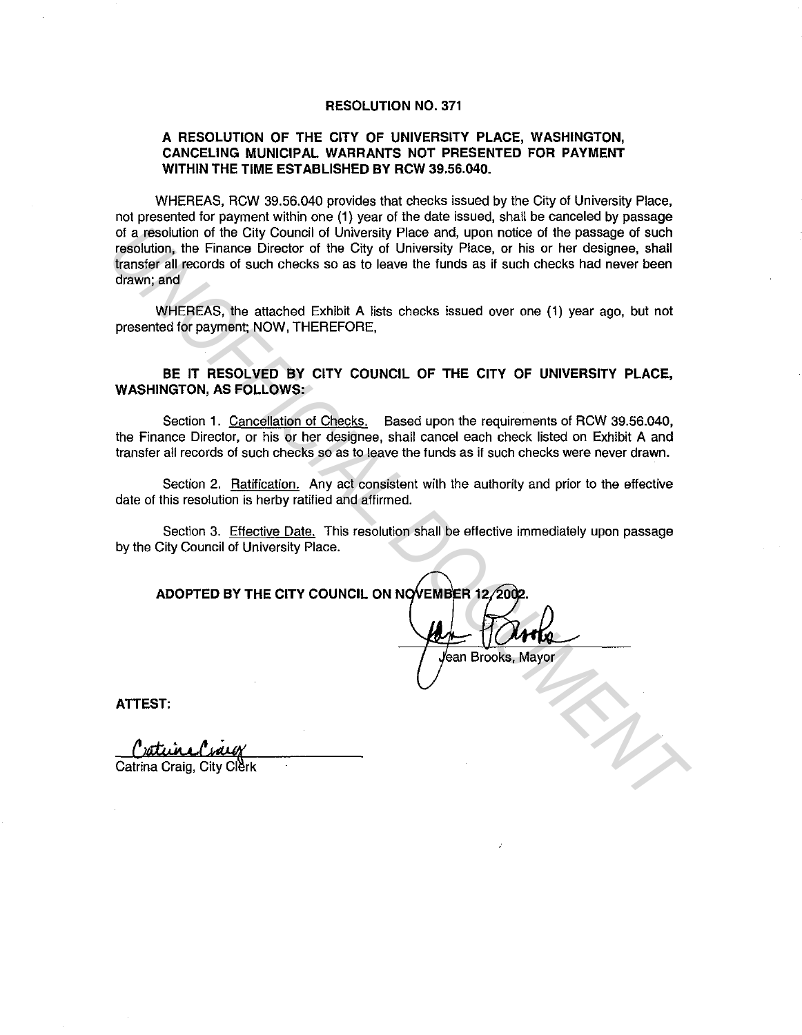# RESOLUTION NO. 371

## A RESOLUTION OF THE CITY OF UNIVERSITY PLACE, WASHINGTON, CANCELING MUNICIPAL WARRANTS NOT PRESENTED FOR PAYMENT WITHIN THE TIME ESTABLISHED BY RCW 39.56.040.

WHEREAS, RCW 39.56.040 provides that checks issued by the City of University Place, not presented for payment within one (1) year of the date issued, shall be canceled by passage of a resolution of the City Council of University Place and, upon notice of the passage of such resolution, the Finance Director of the City of University Place, or his or her designee, shall transfer all records of such checks so as to leave the funds as if such checks had never been drawn; and

WHEREAS, the attached Exhibit A lists checks issued over one (1) year ago, but not presented for payment; NOW, THEREFORE,

**BE IT RESOLVED BY CITY COUNCIL OF THE CITY OF UNIVERSITY PLACE, WASHINGTON, AS FOLLOWS:**

Section 1. Cancellation of Checks. Based upon the requirements of RCW 39.56.040, the Finance Director, or his or her designee, shall cancel each check listed on Exhibit A and transfer all records of such checks so as to leave the funds as if such checks were never drawn.

Section 2. Ratification. Any act consistent with the authority and prior to the effective date of this resolution is herby ratified and affirmed.

Section 3. Effective Date. This resolution shall be effective immediately upon passage by the City Council of University Place.

**ADOPTED BY THE CITY COUNCIL ON NOVEMBER 12, 2002.**

Jean Brooks, Mayor

**ATTEST:**

Catrina Craig, City Clerk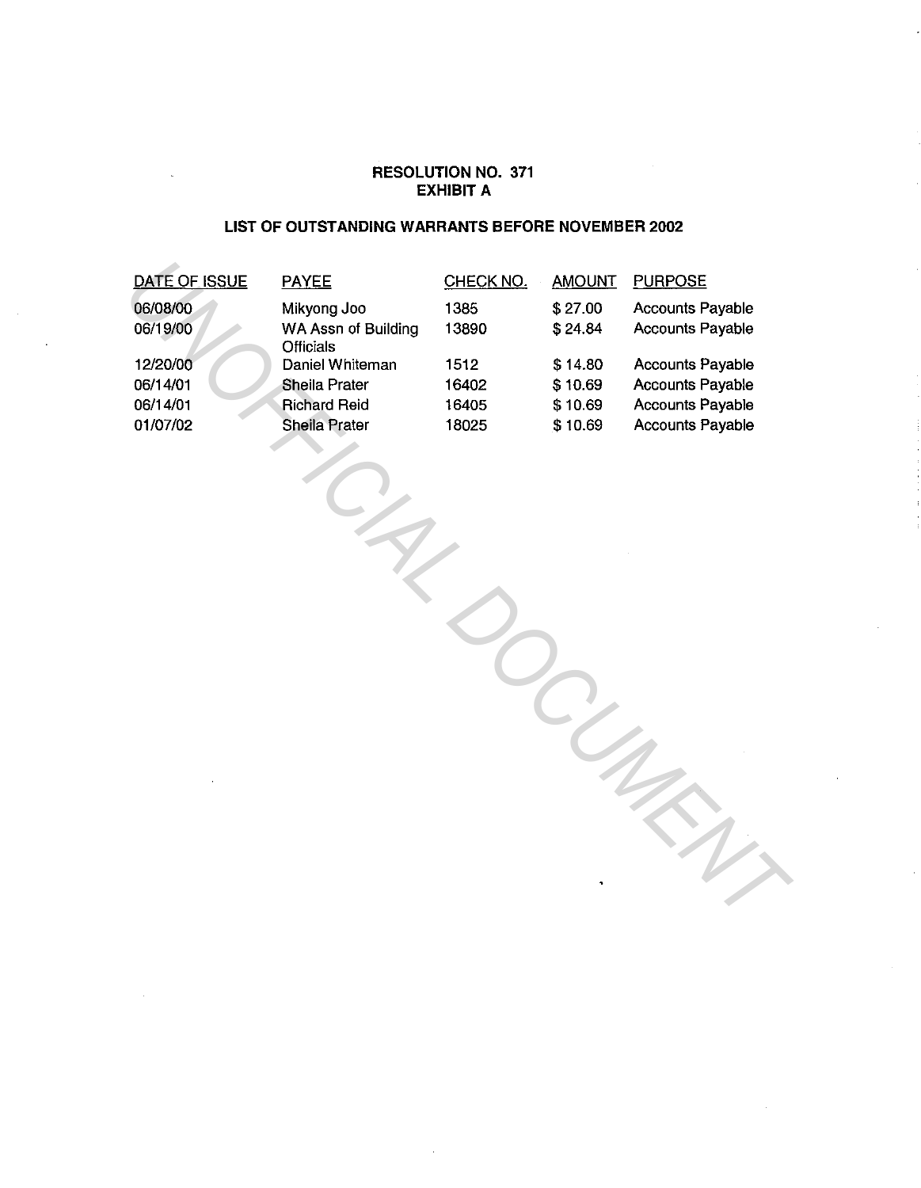**RESOLUTION NO. 371**
**EXHIBIT A**

**LIST OF OUTSTANDING WARRANTS BEFORE NOVEMBER 2002**

| DATE OF ISSUE | PAYEE | CHECK NO. | AMOUNT | PURPOSE |
|---|---|---|---|---|
| 06/08/00 | Mikyong Joo | 1385 | $ 27.00 | Accounts Payable |
| 06/19/00 | WA Assn of Building Officials | 13890 | $ 24.84 | Accounts Payable |
| 12/20/00 | Daniel Whiteman | 1512 | $ 14.80 | Accounts Payable |
| 06/14/01 | Sheila Prater | 16402 | $ 10.69 | Accounts Payable |
| 06/14/01 | Richard Reid | 16405 | $ 10.69 | Accounts Payable |
| 01/07/02 | Sheila Prater | 18025 | $ 10.69 | Accounts Payable |

UNOFFICIAL DOCUMENT